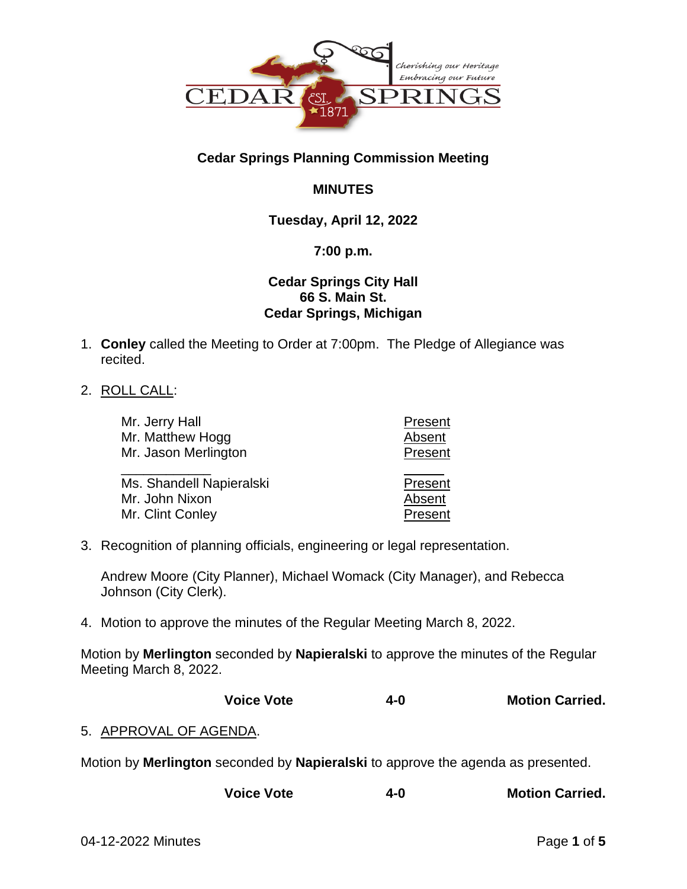CEDAR SPRINGS

*Cherishing our Heritage Embracing our Future*

EST. 1871

**Cedar Springs Planning Commission Meeting**

**MINUTES**

**Tuesday, April 12, 2022**

**7:00 p.m.**

**Cedar Springs City Hall**
**66 S. Main St.**
**Cedar Springs, Michigan**

1. **Conley** called the Meeting to Order at 7:00pm. The Pledge of Allegiance was recited.

2. ROLL CALL:

| | |
|---|---|
| Mr. Jerry Hall | Present |
| Mr. Matthew Hogg | Absent |
| Mr. Jason Merlington | Present |
| ____________ | _____ |
| Ms. Shandell Napieralski | Present |
| Mr. John Nixon | Absent |
| Mr. Clint Conley | Present |

3. Recognition of planning officials, engineering or legal representation.

   Andrew Moore (City Planner), Michael Womack (City Manager), and Rebecca Johnson (City Clerk).

4. Motion to approve the minutes of the Regular Meeting March 8, 2022.

Motion by **Merlington** seconded by **Napieralski** to approve the minutes of the Regular Meeting March 8, 2022.

| **Voice Vote** | **4-0** | **Motion Carried.** |
|---|---|---|

5. APPROVAL OF AGENDA.

Motion by **Merlington** seconded by **Napieralski** to approve the agenda as presented.

| **Voice Vote** | **4-0** | **Motion Carried.** |
|---|---|---|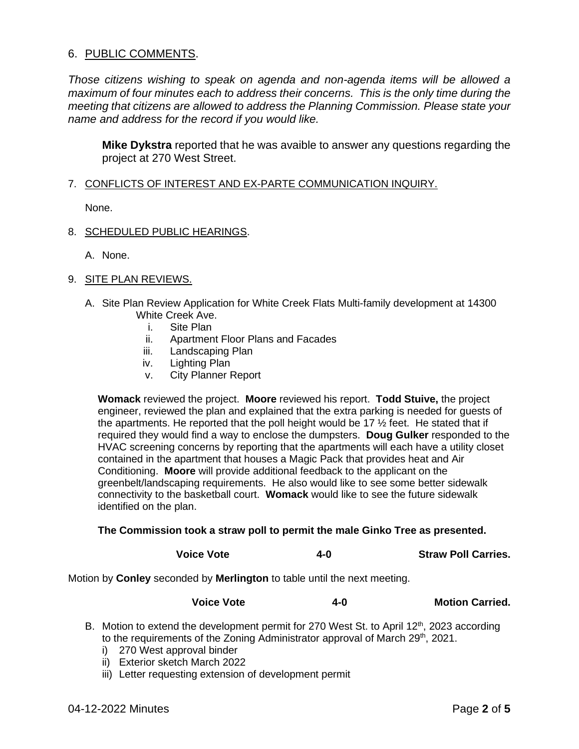6. PUBLIC COMMENTS.

*Those citizens wishing to speak on agenda and non-agenda items will be allowed a maximum of four minutes each to address their concerns. This is the only time during the meeting that citizens are allowed to address the Planning Commission. Please state your name and address for the record if you would like.*

**Mike Dykstra** reported that he was avaible to answer any questions regarding the project at 270 West Street.

7. CONFLICTS OF INTEREST AND EX-PARTE COMMUNICATION INQUIRY.

None.

8. SCHEDULED PUBLIC HEARINGS.

A. None.

9. SITE PLAN REVIEWS.

A. Site Plan Review Application for White Creek Flats Multi-family development at 14300 White Creek Ave.
   i. Site Plan
   ii. Apartment Floor Plans and Facades
   iii. Landscaping Plan
   iv. Lighting Plan
   v. City Planner Report

**Womack** reviewed the project. **Moore** reviewed his report. **Todd Stuive,** the project engineer, reviewed the plan and explained that the extra parking is needed for guests of the apartments. He reported that the poll height would be 17 ½ feet. He stated that if required they would find a way to enclose the dumpsters. **Doug Gulker** responded to the HVAC screening concerns by reporting that the apartments will each have a utility closet contained in the apartment that houses a Magic Pack that provides heat and Air Conditioning. **Moore** will provide additional feedback to the applicant on the greenbelt/landscaping requirements. He also would like to see some better sidewalk connectivity to the basketball court. **Womack** would like to see the future sidewalk identified on the plan.

**The Commission took a straw poll to permit the male Ginko Tree as presented.**

**Voice Vote 4-0 Straw Poll Carries.**

Motion by **Conley** seconded by **Merlington** to table until the next meeting.

**Voice Vote 4-0 Motion Carried.**

B. Motion to extend the development permit for 270 West St. to April 12th, 2023 according to the requirements of the Zoning Administrator approval of March 29th, 2021.
   i) 270 West approval binder
   ii) Exterior sketch March 2022
   iii) Letter requesting extension of development permit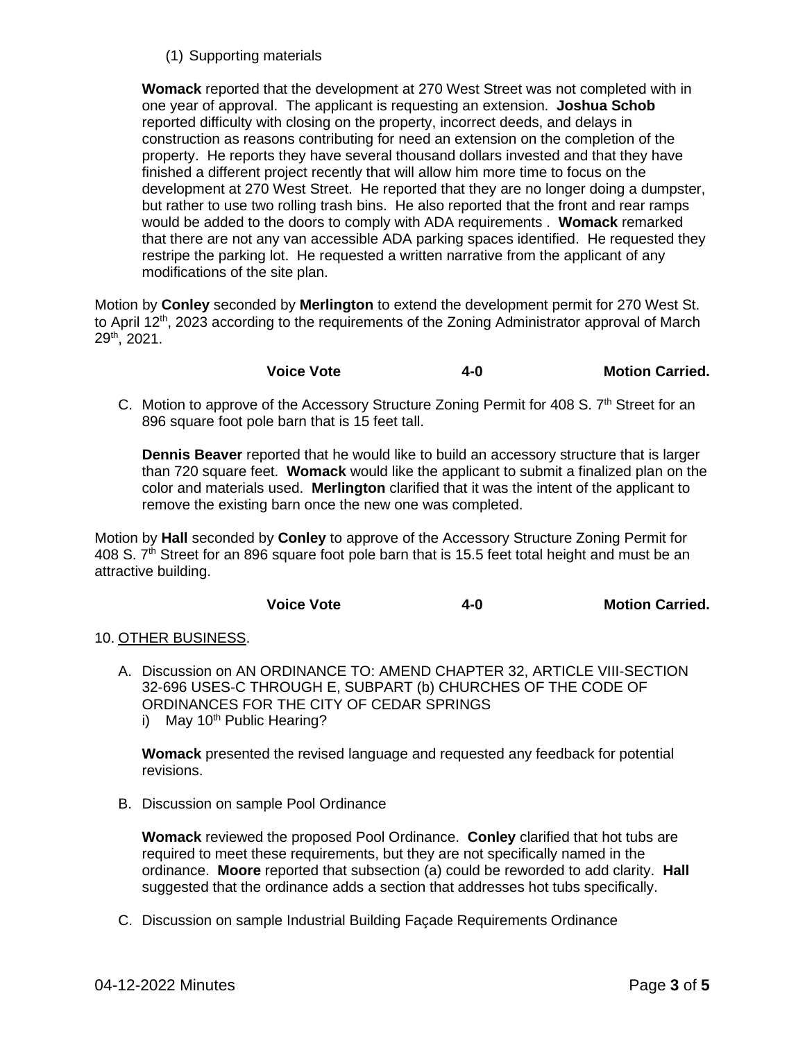(1) Supporting materials

**Womack** reported that the development at 270 West Street was not completed with in one year of approval. The applicant is requesting an extension. **Joshua Schob** reported difficulty with closing on the property, incorrect deeds, and delays in construction as reasons contributing for need an extension on the completion of the property. He reports they have several thousand dollars invested and that they have finished a different project recently that will allow him more time to focus on the development at 270 West Street. He reported that they are no longer doing a dumpster, but rather to use two rolling trash bins. He also reported that the front and rear ramps would be added to the doors to comply with ADA requirements . **Womack** remarked that there are not any van accessible ADA parking spaces identified. He requested they restripe the parking lot. He requested a written narrative from the applicant of any modifications of the site plan.

Motion by **Conley** seconded by **Merlington** to extend the development permit for 270 West St. to April 12th, 2023 according to the requirements of the Zoning Administrator approval of March 29th, 2021.

**Voice Vote 4-0 Motion Carried.**

C. Motion to approve of the Accessory Structure Zoning Permit for 408 S. 7th Street for an 896 square foot pole barn that is 15 feet tall.

**Dennis Beaver** reported that he would like to build an accessory structure that is larger than 720 square feet. **Womack** would like the applicant to submit a finalized plan on the color and materials used. **Merlington** clarified that it was the intent of the applicant to remove the existing barn once the new one was completed.

Motion by **Hall** seconded by **Conley** to approve of the Accessory Structure Zoning Permit for 408 S. 7th Street for an 896 square foot pole barn that is 15.5 feet total height and must be an attractive building.

**Voice Vote 4-0 Motion Carried.**

10. OTHER BUSINESS.

A. Discussion on AN ORDINANCE TO: AMEND CHAPTER 32, ARTICLE VIII-SECTION 32-696 USES-C THROUGH E, SUBPART (b) CHURCHES OF THE CODE OF ORDINANCES FOR THE CITY OF CEDAR SPRINGS
   i) May 10th Public Hearing?

**Womack** presented the revised language and requested any feedback for potential revisions.

B. Discussion on sample Pool Ordinance

**Womack** reviewed the proposed Pool Ordinance. **Conley** clarified that hot tubs are required to meet these requirements, but they are not specifically named in the ordinance. **Moore** reported that subsection (a) could be reworded to add clarity. **Hall** suggested that the ordinance adds a section that addresses hot tubs specifically.

C. Discussion on sample Industrial Building Façade Requirements Ordinance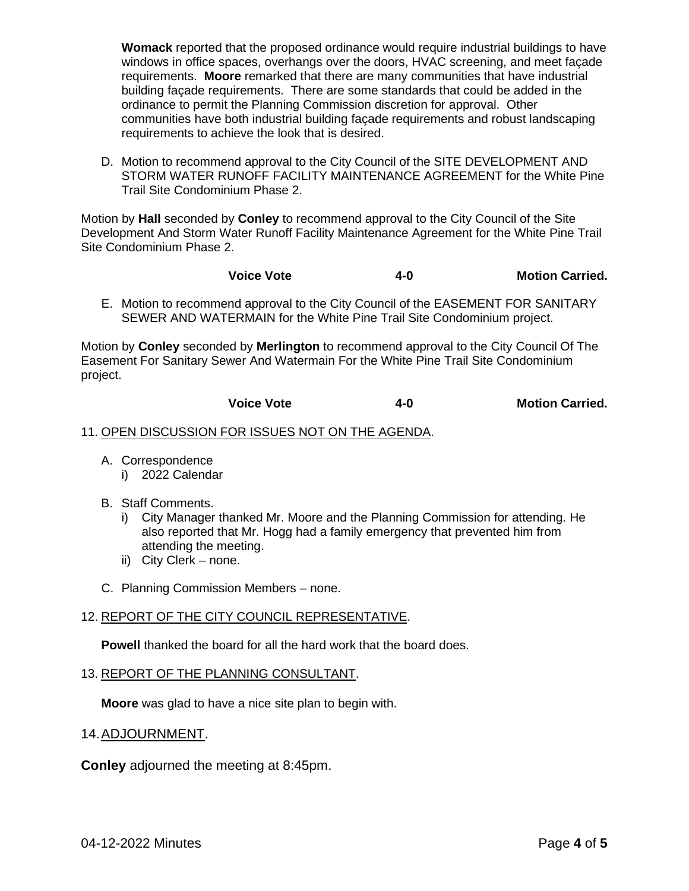**Womack** reported that the proposed ordinance would require industrial buildings to have windows in office spaces, overhangs over the doors, HVAC screening, and meet façade requirements. **Moore** remarked that there are many communities that have industrial building façade requirements. There are some standards that could be added in the ordinance to permit the Planning Commission discretion for approval. Other communities have both industrial building façade requirements and robust landscaping requirements to achieve the look that is desired.

D. Motion to recommend approval to the City Council of the SITE DEVELOPMENT AND STORM WATER RUNOFF FACILITY MAINTENANCE AGREEMENT for the White Pine Trail Site Condominium Phase 2.

Motion by **Hall** seconded by **Conley** to recommend approval to the City Council of the Site Development And Storm Water Runoff Facility Maintenance Agreement for the White Pine Trail Site Condominium Phase 2.

**Voice Vote** **4-0** **Motion Carried.**

E. Motion to recommend approval to the City Council of the EASEMENT FOR SANITARY SEWER AND WATERMAIN for the White Pine Trail Site Condominium project.

Motion by **Conley** seconded by **Merlington** to recommend approval to the City Council Of The Easement For Sanitary Sewer And Watermain For the White Pine Trail Site Condominium project.

**Voice Vote** **4-0** **Motion Carried.**

11. OPEN DISCUSSION FOR ISSUES NOT ON THE AGENDA.

A. Correspondence
   i) 2022 Calendar

B. Staff Comments.
   i) City Manager thanked Mr. Moore and the Planning Commission for attending. He also reported that Mr. Hogg had a family emergency that prevented him from attending the meeting.
   ii) City Clerk – none.

C. Planning Commission Members – none.

12. REPORT OF THE CITY COUNCIL REPRESENTATIVE.

**Powell** thanked the board for all the hard work that the board does.

13. REPORT OF THE PLANNING CONSULTANT.

**Moore** was glad to have a nice site plan to begin with.

14. ADJOURNMENT.

**Conley** adjourned the meeting at 8:45pm.

04-12-2022 Minutes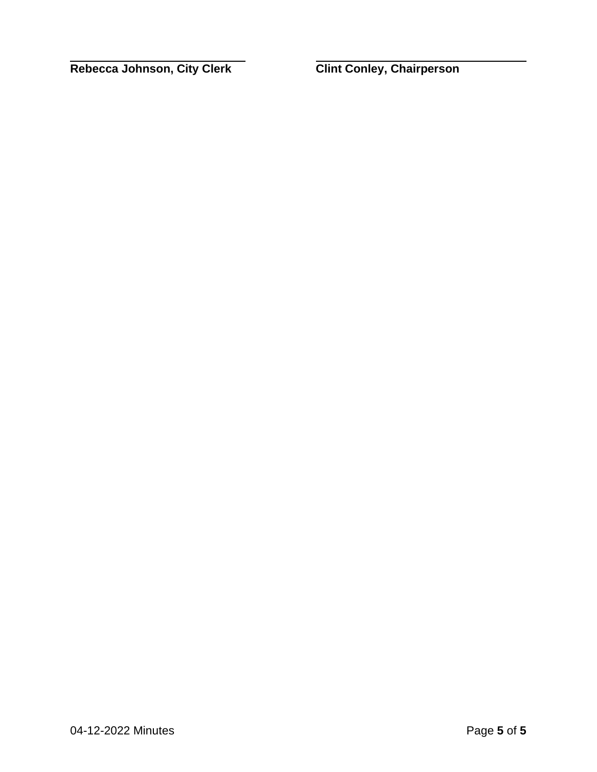**Rebecca Johnson, City Clerk**

**Clint Conley, Chairperson**